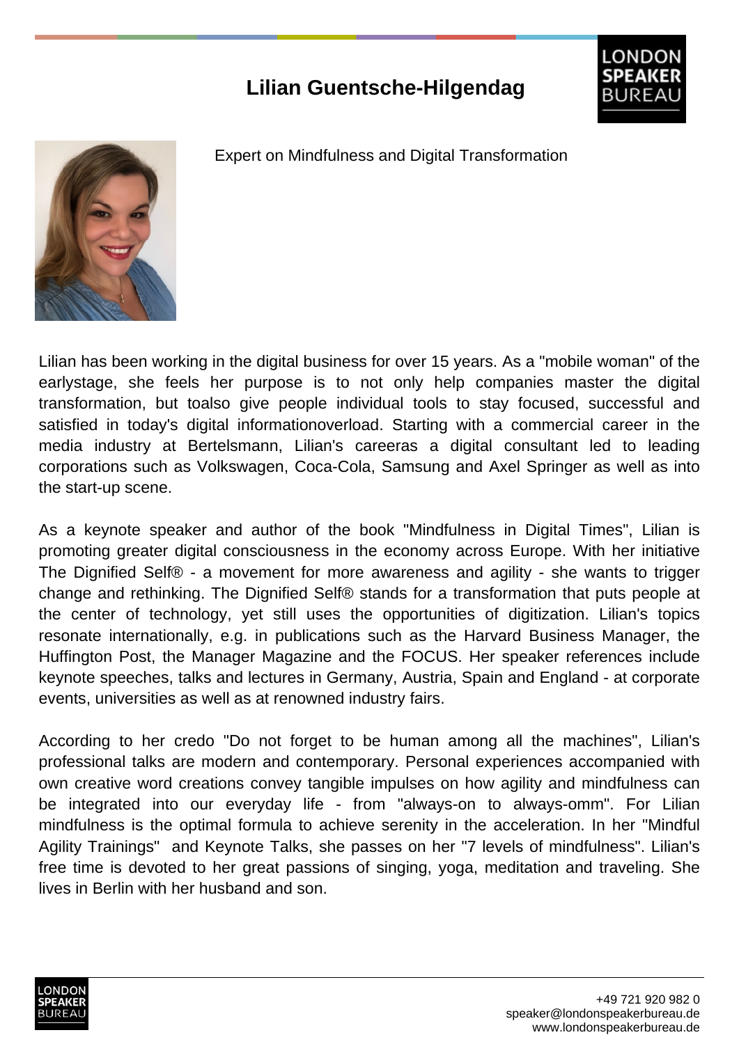# Lilian Guentsche-Hilgendag

Expert on Mindfulness and Digital Transformation

Lilian has been working in the digital business for over 15 years. As a "mobile woman" of the earlystage, she feels her purpose is to not only help companies master the digital transformation, but toalso give people individual tools to stay focused, successful and satisfied in today's digital informationoverload. Starting with a commercial career in the media industry at Bertelsmann, Lilian's careeras a digital consultant led to leading corporations such as Volkswagen, Coca-Cola, Samsung and Axel Springer as well as into the start-up scene.

As a keynote speaker and author of the book "Mindfulness in Digital Times", Lilian is promoting greater digital consciousness in the economy across Europe. With her initiative The Dignified Self® - a movement for more awareness and agility - she wants to trigger change and rethinking. The Dignified Self® stands for a transformation that puts people at the center of technology, yet still uses the opportunities of digitization. Lilian's topics resonate internationally, e.g. in publications such as the Harvard Business Manager, the Huffington Post, the Manager Magazine and the FOCUS. Her speaker references include keynote speeches, talks and lectures in Germany, Austria, Spain and England - at corporate events, universities as well as at renowned industry fairs.

According to her credo "Do not forget to be human among all the machines", Lilian's professional talks are modern and contemporary. Personal experiences accompanied with own creative word creations convey tangible impulses on how agility and mindfulness can be integrated into our everyday life - from "always-on to always-omm". For Lilian mindfulness is the optimal formula to achieve serenity in the acceleration. In her "Mindful Agility Trainings" and Keynote Talks, she passes on her "7 levels of mindfulness". Lilian's free time is devoted to her great passions of singing, yoga, meditation and traveling. She lives in Berlin with her husband and son.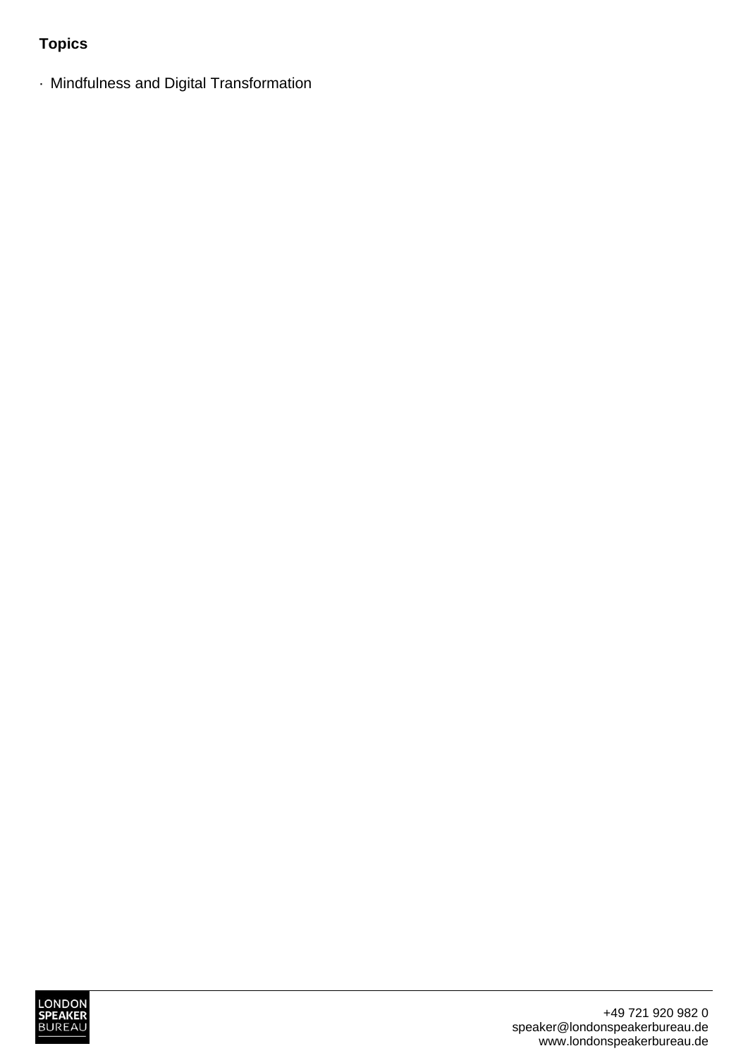**Topics**

- Mindfulness and Digital Transformation